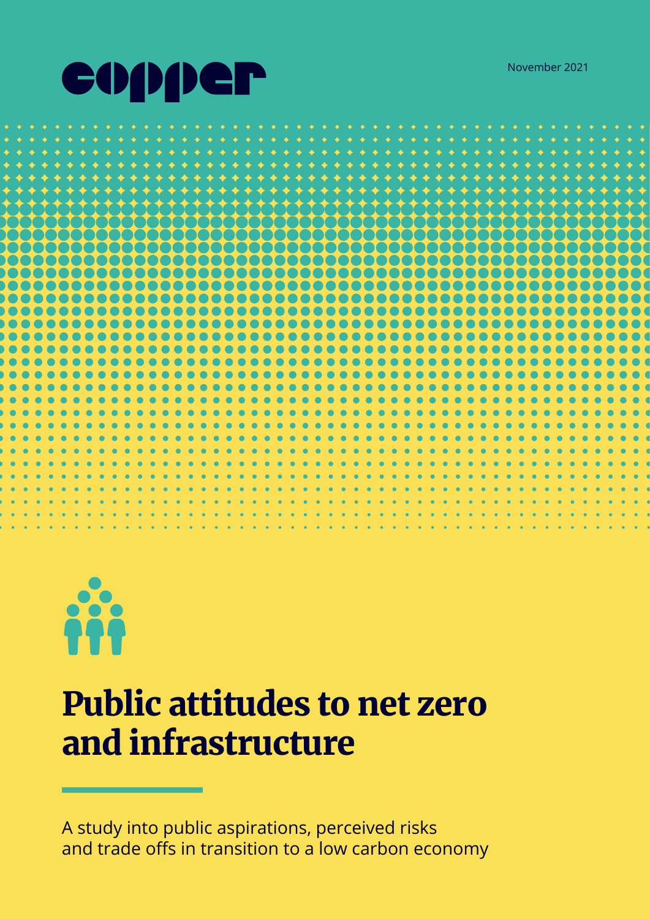copper

November 2021

# Public attitudes to net zero and infrastructure

A study into public aspirations, perceived risks and trade offs in transition to a low carbon economy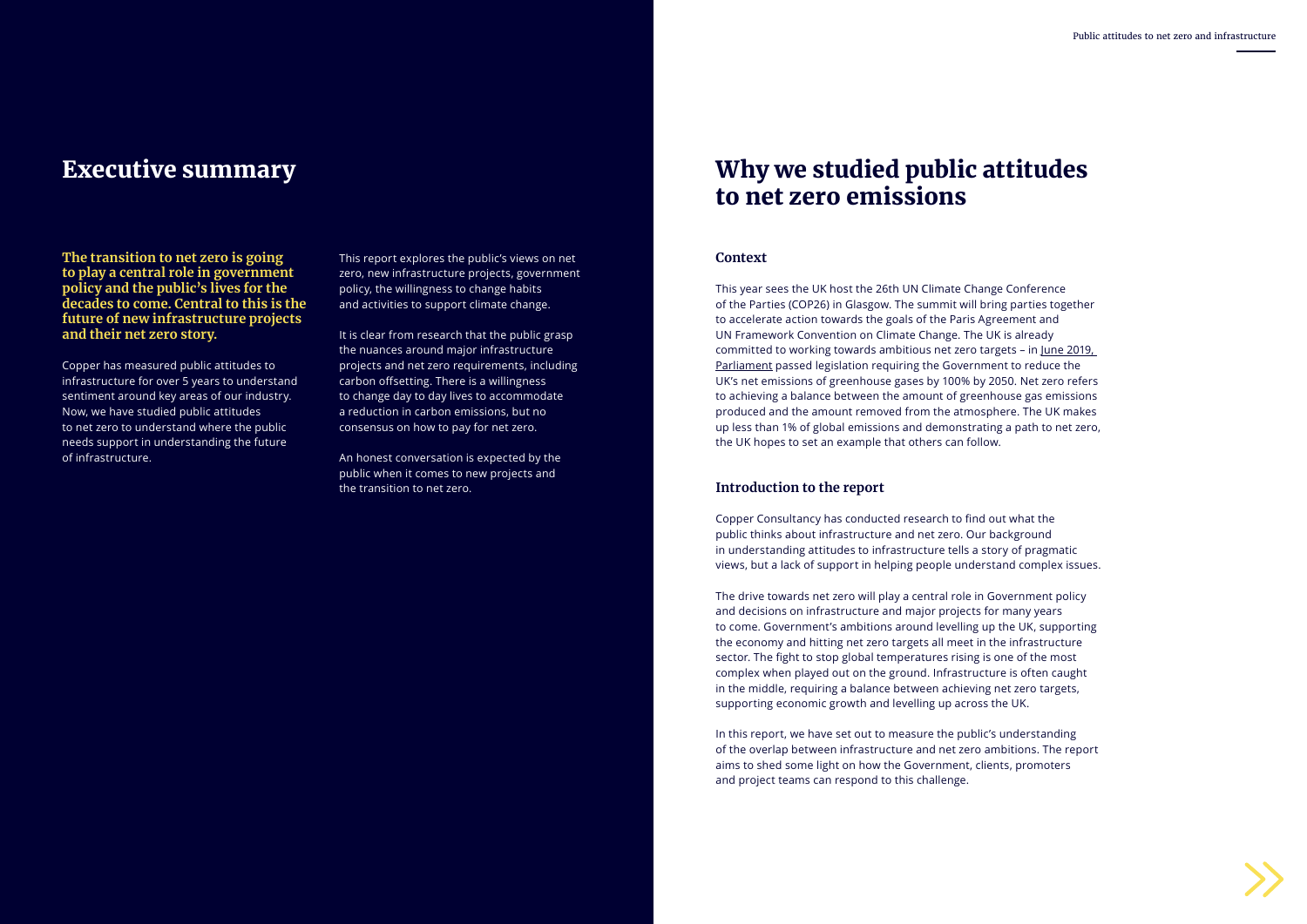# Executive summary

**The transition to net zero is going to play a central role in government policy and the public's lives for the decades to come. Central to this is the future of new infrastructure projects and their net zero story.**

Copper has measured public attitudes to infrastructure for over 5 years to understand sentiment around key areas of our industry. Now, we have studied public attitudes to net zero to understand where the public needs support in understanding the future of infrastructure.

This report explores the public's views on net zero, new infrastructure projects, government policy, the willingness to change habits and activities to support climate change.

It is clear from research that the public grasp the nuances around major infrastructure projects and net zero requirements, including carbon offsetting. There is a willingness to change day to day lives to accommodate a reduction in carbon emissions, but no consensus on how to pay for net zero.

An honest conversation is expected by the public when it comes to new projects and the transition to net zero.

# Why we studied public attitudes to net zero emissions

## Context

This year sees the UK host the 26th UN Climate Change Conference of the Parties (COP26) in Glasgow. The summit will bring parties together to accelerate action towards the goals of the Paris Agreement and UN Framework Convention on Climate Change. The UK is already committed to working towards ambitious net zero targets – in June 2019, Parliament passed legislation requiring the Government to reduce the UK's net emissions of greenhouse gases by 100% by 2050. Net zero refers to achieving a balance between the amount of greenhouse gas emissions produced and the amount removed from the atmosphere. The UK makes up less than 1% of global emissions and demonstrating a path to net zero, the UK hopes to set an example that others can follow.

## Introduction to the report

Copper Consultancy has conducted research to find out what the public thinks about infrastructure and net zero. Our background in understanding attitudes to infrastructure tells a story of pragmatic views, but a lack of support in helping people understand complex issues.

The drive towards net zero will play a central role in Government policy and decisions on infrastructure and major projects for many years to come. Government's ambitions around levelling up the UK, supporting the economy and hitting net zero targets all meet in the infrastructure sector. The fight to stop global temperatures rising is one of the most complex when played out on the ground. Infrastructure is often caught in the middle, requiring a balance between achieving net zero targets, supporting economic growth and levelling up across the UK.

In this report, we have set out to measure the public's understanding of the overlap between infrastructure and net zero ambitions. The report aims to shed some light on how the Government, clients, promoters and project teams can respond to this challenge.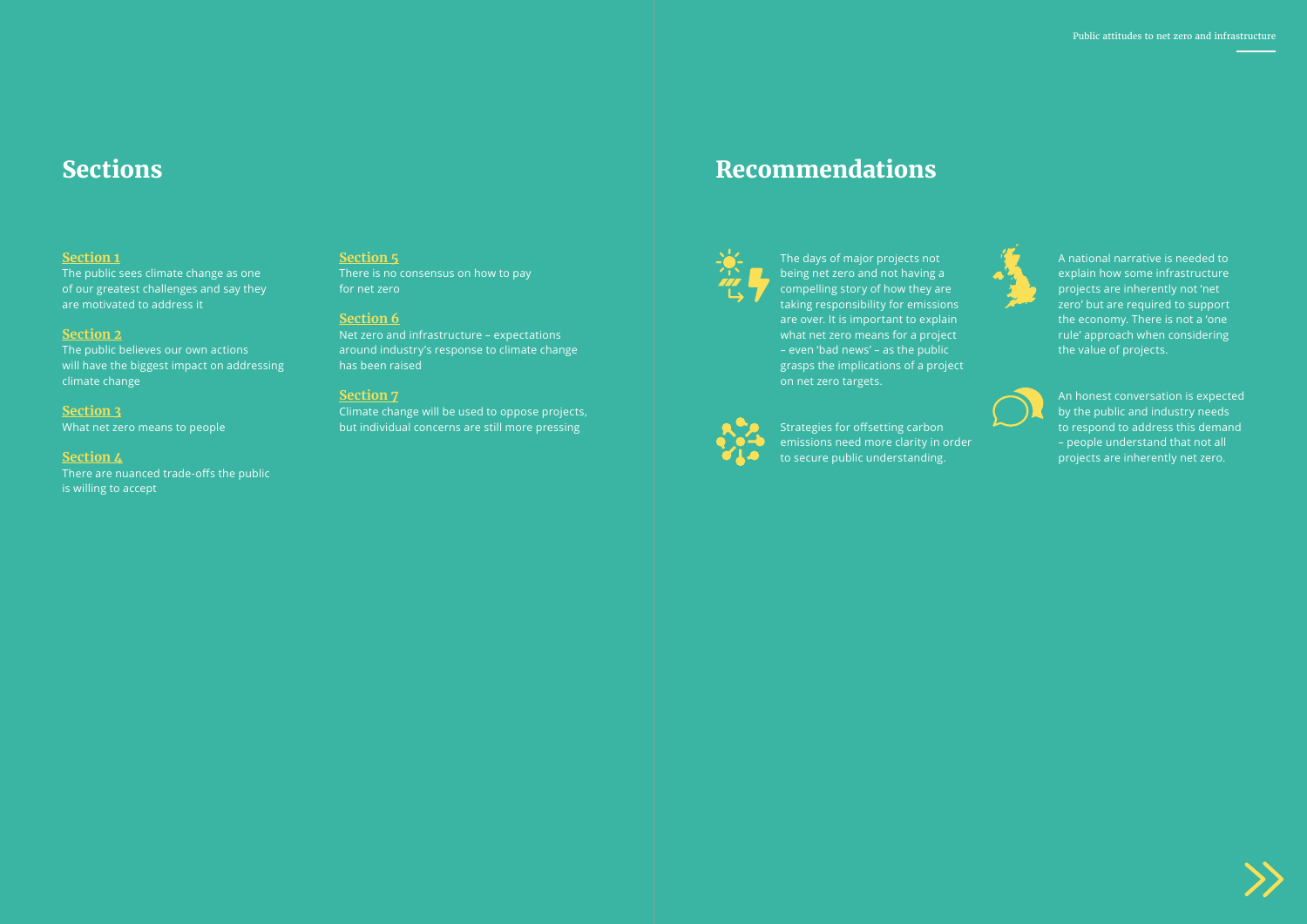## Sections

**Section 1**
The public sees climate change as one of our greatest challenges and say they are motivated to address it

**Section 2**
The public believes our own actions will have the biggest impact on addressing climate change

**Section 3**
What net zero means to people

**Section 4**
There are nuanced trade-offs the public is willing to accept

**Section 5**
There is no consensus on how to pay for net zero

**Section 6**
Net zero and infrastructure – expectations around industry's response to climate change has been raised

**Section 7**
Climate change will be used to oppose projects, but individual concerns are still more pressing

## Recommendations

The days of major projects not being net zero and not having a compelling story of how they are taking responsibility for emissions are over. It is important to explain what net zero means for a project – even 'bad news' – as the public grasps the implications of a project on net zero targets.

Strategies for offsetting carbon emissions need more clarity in order to secure public understanding.

A national narrative is needed to explain how some infrastructure projects are inherently not 'net zero' but are required to support the economy. There is not a 'one rule' approach when considering the value of projects.

An honest conversation is expected by the public and industry needs to respond to address this demand – people understand that not all projects are inherently net zero.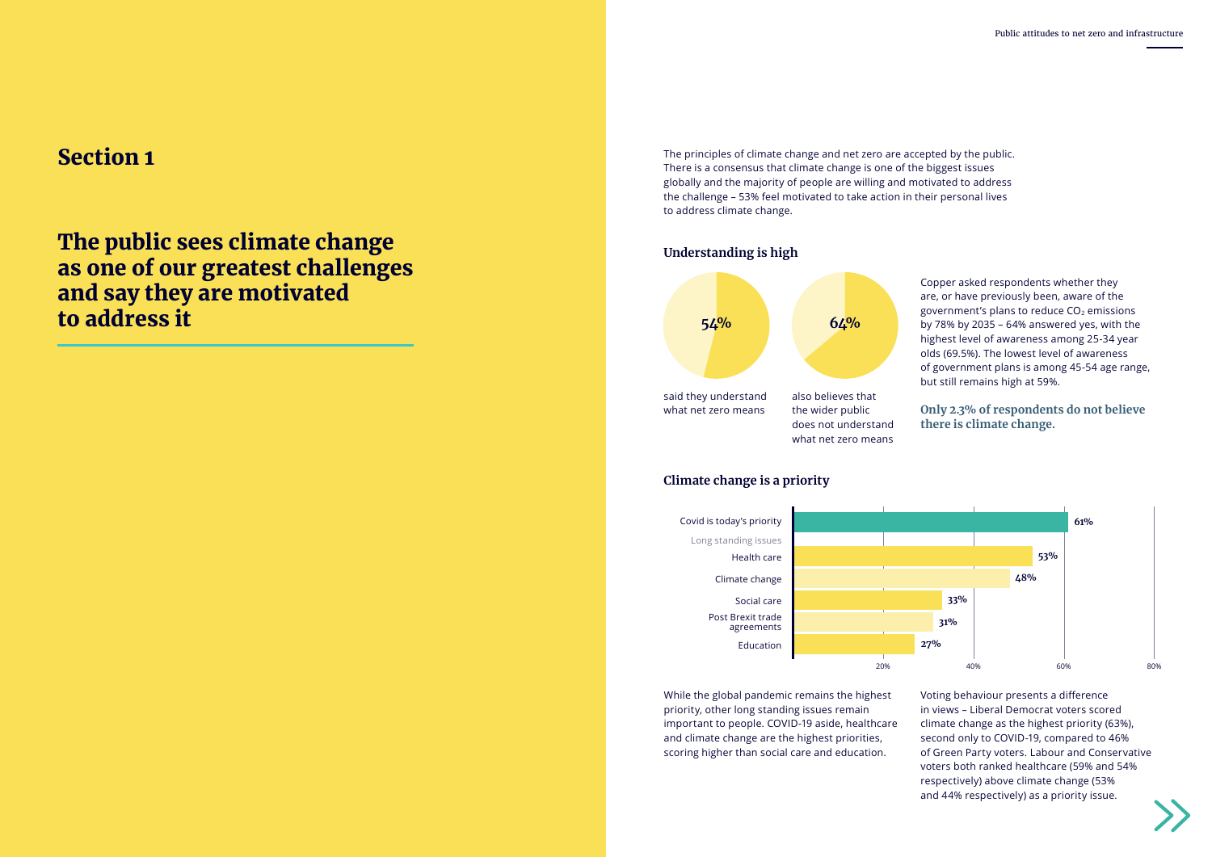## Section 1

# The public sees climate change as one of our greatest challenges and say they are motivated to address it

The principles of climate change and net zero are accepted by the public. There is a consensus that climate change is one of the biggest issues globally and the majority of people are willing and motivated to address the challenge – 53% feel motivated to take action in their personal lives to address climate change.

### Understanding is high

**54%** said they understand what net zero means

**64%** also believes that the wider public does not understand what net zero means

Copper asked respondents whether they are, or have previously been, aware of the government's plans to reduce $CO_2$ emissions by 78% by 2035 – 64% answered yes, with the highest level of awareness among 25-34 year olds (69.5%). The lowest level of awareness of government plans is among 45-54 age range, but still remains high at 59%.

**Only 2.3% of respondents do not believe there is climate change.**

### Climate change is a priority

| | |
|---|---|
| Covid is today's priority | 61% |
| *Long standing issues* | |
| Health care | 53% |
| Climate change | 48% |
| Social care | 33% |
| Post Brexit trade agreements | 31% |
| Education | 27% |

While the global pandemic remains the highest priority, other long standing issues remain important to people. COVID-19 aside, healthcare and climate change are the highest priorities, scoring higher than social care and education.

Voting behaviour presents a difference in views – Liberal Democrat voters scored climate change as the highest priority (63%), second only to COVID-19, compared to 46% of Green Party voters. Labour and Conservative voters both ranked healthcare (59% and 54% respectively) above climate change (53% and 44% respectively) as a priority issue.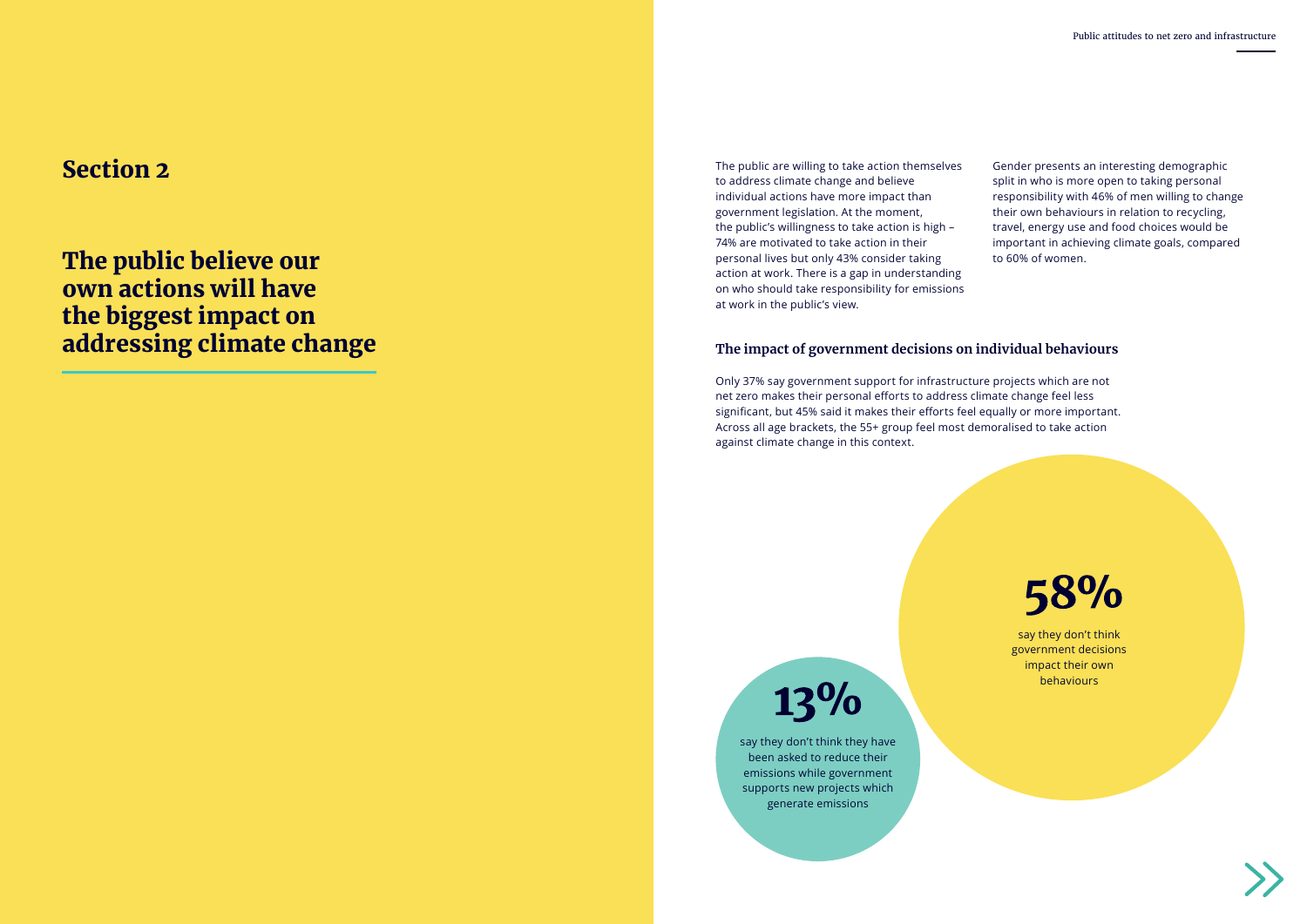## Section 2

# The public believe our own actions will have the biggest impact on addressing climate change

The public are willing to take action themselves to address climate change and believe individual actions have more impact than government legislation. At the moment, the public's willingness to take action is high – 74% are motivated to take action in their personal lives but only 43% consider taking action at work. There is a gap in understanding on who should take responsibility for emissions at work in the public's view.

Gender presents an interesting demographic split in who is more open to taking personal responsibility with 46% of men willing to change their own behaviours in relation to recycling, travel, energy use and food choices would be important in achieving climate goals, compared to 60% of women.

### The impact of government decisions on individual behaviours

Only 37% say government support for infrastructure projects which are not net zero makes their personal efforts to address climate change feel less significant, but 45% said it makes their efforts feel equally or more important. Across all age brackets, the 55+ group feel most demoralised to take action against climate change in this context.

**58%**

say they don't think government decisions impact their own behaviours

**13%**

say they don't think they have been asked to reduce their emissions while government supports new projects which generate emissions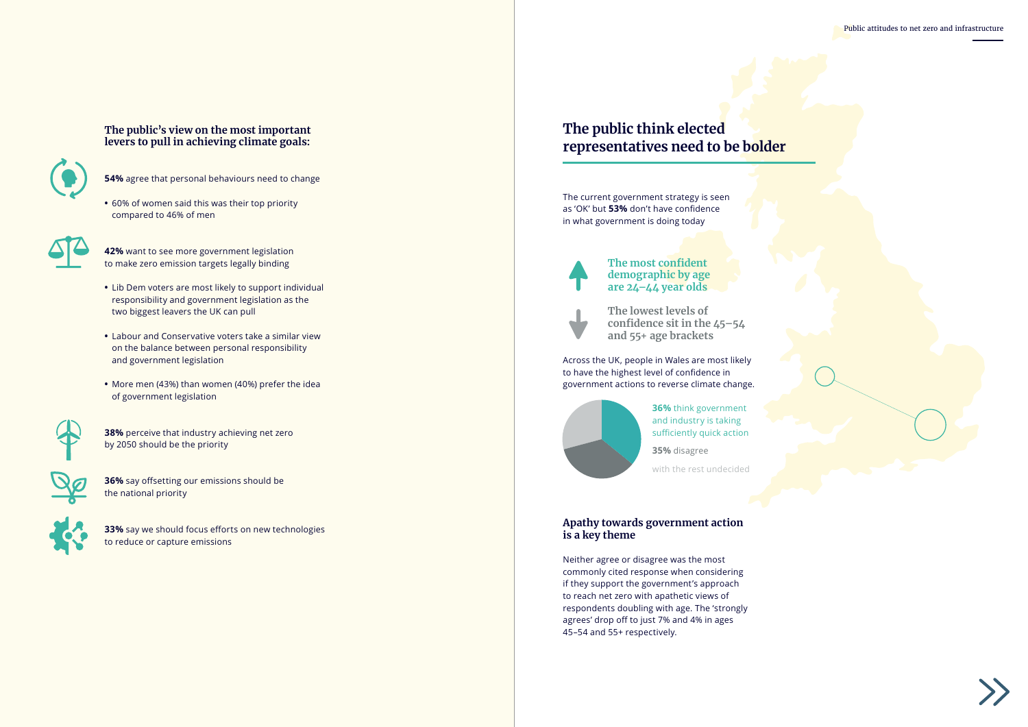### The public's view on the most important levers to pull in achieving climate goals:

**54%** agree that personal behaviours need to change

- 60% of women said this was their top priority compared to 46% of men

**42%** want to see more government legislation to make zero emission targets legally binding

- Lib Dem voters are most likely to support individual responsibility and government legislation as the two biggest leavers the UK can pull
- Labour and Conservative voters take a similar view on the balance between personal responsibility and government legislation
- More men (43%) than women (40%) prefer the idea of government legislation

**38%** perceive that industry achieving net zero by 2050 should be the priority

**36%** say offsetting our emissions should be the national priority

**33%** say we should focus efforts on new technologies to reduce or capture emissions

## The public think elected representatives need to be bolder

The current government strategy is seen as 'OK' but **53%** don't have confidence in what government is doing today

**The most confident demographic by age are 24–44 year olds**

**The lowest levels of confidence sit in the 45–54 and 55+ age brackets**

Across the UK, people in Wales are most likely to have the highest level of confidence in government actions to reverse climate change.

**36%** think government and industry is taking sufficiently quick action

**35%** disagree

with the rest undecided

### Apathy towards government action is a key theme

Neither agree or disagree was the most commonly cited response when considering if they support the government's approach to reach net zero with apathetic views of respondents doubling with age. The 'strongly agrees' drop off to just 7% and 4% in ages 45–54 and 55+ respectively.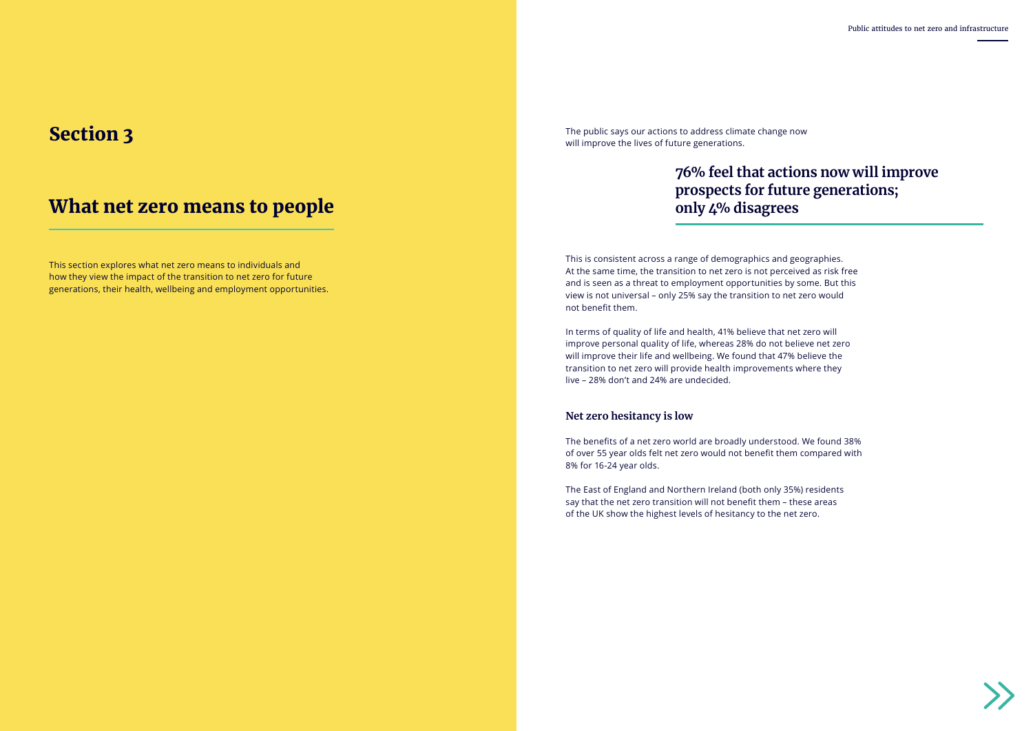## Section 3

# What net zero means to people

This section explores what net zero means to individuals and how they view the impact of the transition to net zero for future generations, their health, wellbeing and employment opportunities.

The public says our actions to address climate change now will improve the lives of future generations.

### 76% feel that actions now will improve prospects for future generations; only 4% disagrees

This is consistent across a range of demographics and geographies. At the same time, the transition to net zero is not perceived as risk free and is seen as a threat to employment opportunities by some. But this view is not universal – only 25% say the transition to net zero would not benefit them.

In terms of quality of life and health, 41% believe that net zero will improve personal quality of life, whereas 28% do not believe net zero will improve their life and wellbeing. We found that 47% believe the transition to net zero will provide health improvements where they live – 28% don't and 24% are undecided.

### Net zero hesitancy is low

The benefits of a net zero world are broadly understood. We found 38% of over 55 year olds felt net zero would not benefit them compared with 8% for 16-24 year olds.

The East of England and Northern Ireland (both only 35%) residents say that the net zero transition will not benefit them – these areas of the UK show the highest levels of hesitancy to the net zero.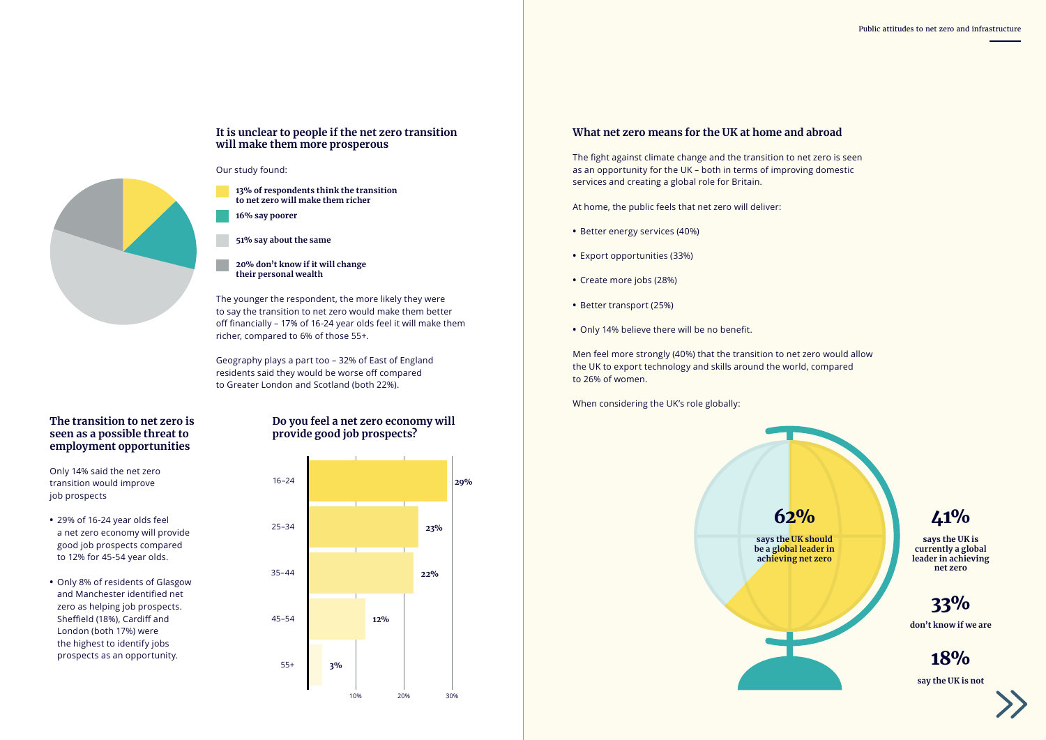## It is unclear to people if the net zero transition will make them more prosperous

Our study found:

- **13% of respondents think the transition to net zero will make them richer**
- **16% say poorer**
- **51% say about the same**
- **20% don't know if it will change their personal wealth**

The younger the respondent, the more likely they were to say the transition to net zero would make them better off financially – 17% of 16-24 year olds feel it will make them richer, compared to 6% of those 55+.

Geography plays a part too – 32% of East of England residents said they would be worse off compared to Greater London and Scotland (both 22%).

## The transition to net zero is seen as a possible threat to employment opportunities

Only 14% said the net zero transition would improve job prospects

- 29% of 16-24 year olds feel a net zero economy will provide good job prospects compared to 12% for 45-54 year olds.
- Only 8% of residents of Glasgow and Manchester identified net zero as helping job prospects. Sheffield (18%), Cardiff and London (both 17%) were the highest to identify jobs prospects as an opportunity.

### Do you feel a net zero economy will provide good job prospects?

| Age | % |
|---|---|
| 16–24 | 29% |
| 25–34 | 23% |
| 35–44 | 22% |
| 45–54 | 12% |
| 55+ | 3% |

## What net zero means for the UK at home and abroad

The fight against climate change and the transition to net zero is seen as an opportunity for the UK – both in terms of improving domestic services and creating a global role for Britain.

At home, the public feels that net zero will deliver:

- Better energy services (40%)
- Export opportunities (33%)
- Create more jobs (28%)
- Better transport (25%)
- Only 14% believe there will be no benefit.

Men feel more strongly (40%) that the transition to net zero would allow the UK to export technology and skills around the world, compared to 26% of women.

When considering the UK's role globally:

**62%** says the UK should be a global leader in achieving net zero

**41%** says the UK is currently a global leader in achieving net zero

**33%** don't know if we are

**18%** say the UK is not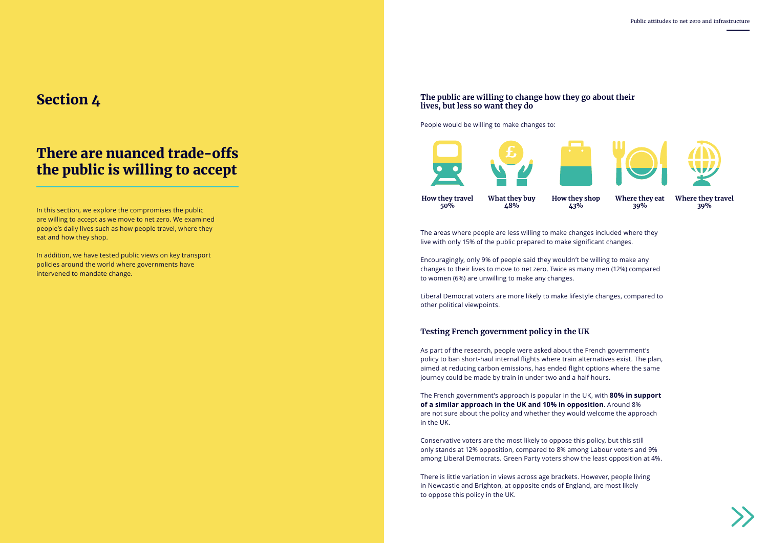# Section 4

## There are nuanced trade-offs the public is willing to accept

In this section, we explore the compromises the public are willing to accept as we move to net zero. We examined people's daily lives such as how people travel, where they eat and how they shop.

In addition, we have tested public views on key transport policies around the world where governments have intervened to mandate change.

### The public are willing to change how they go about their lives, but less so want they do

People would be willing to make changes to:

| How they travel | What they buy | How they shop | Where they eat | Where they travel |
|---|---|---|---|---|
| 50% | 48% | 43% | 39% | 39% |

The areas where people are less willing to make changes included where they live with only 15% of the public prepared to make significant changes.

Encouragingly, only 9% of people said they wouldn't be willing to make any changes to their lives to move to net zero. Twice as many men (12%) compared to women (6%) are unwilling to make any changes.

Liberal Democrat voters are more likely to make lifestyle changes, compared to other political viewpoints.

### Testing French government policy in the UK

As part of the research, people were asked about the French government's policy to ban short-haul internal flights where train alternatives exist. The plan, aimed at reducing carbon emissions, has ended flight options where the same journey could be made by train in under two and a half hours.

The French government's approach is popular in the UK, with **80% in support of a similar approach in the UK and 10% in opposition**. Around 8% are not sure about the policy and whether they would welcome the approach in the UK.

Conservative voters are the most likely to oppose this policy, but this still only stands at 12% opposition, compared to 8% among Labour voters and 9% among Liberal Democrats. Green Party voters show the least opposition at 4%.

There is little variation in views across age brackets. However, people living in Newcastle and Brighton, at opposite ends of England, are most likely to oppose this policy in the UK.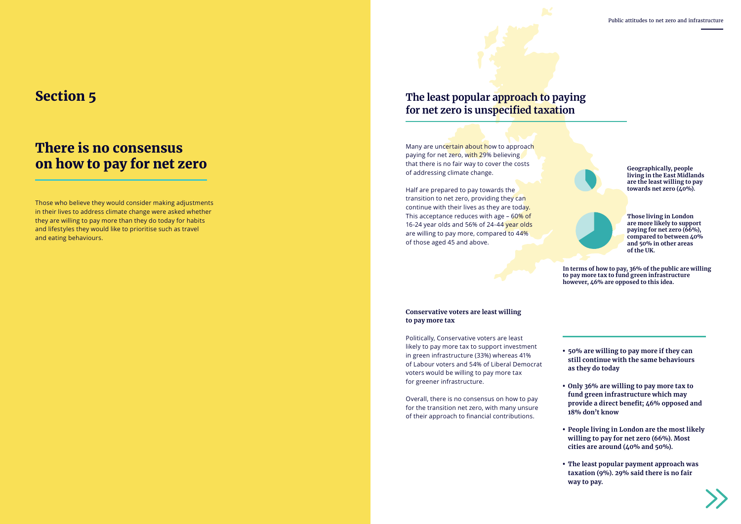## Section 5

# There is no consensus on how to pay for net zero

Those who believe they would consider making adjustments in their lives to address climate change were asked whether they are willing to pay more than they do today for habits and lifestyles they would like to prioritise such as travel and eating behaviours.

## The least popular approach to paying for net zero is unspecified taxation

Many are uncertain about how to approach paying for net zero, with 29% believing that there is no fair way to cover the costs of addressing climate change.

Half are prepared to pay towards the transition to net zero, providing they can continue with their lives as they are today. This acceptance reduces with age – 60% of 16-24 year olds and 56% of 24-44 year olds are willing to pay more, compared to 44% of those aged 45 and above.

**Geographically, people living in the East Midlands are the least willing to pay towards net zero (40%).**

**Those living in London are more likely to support paying for net zero (66%), compared to between 40% and 50% in other areas of the UK.**

**In terms of how to pay, 36% of the public are willing to pay more tax to fund green infrastructure however, 46% are opposed to this idea.**

### Conservative voters are least willing to pay more tax

Politically, Conservative voters are least likely to pay more tax to support investment in green infrastructure (33%) whereas 41% of Labour voters and 54% of Liberal Democrat voters would be willing to pay more tax for greener infrastructure.

Overall, there is no consensus on how to pay for the transition net zero, with many unsure of their approach to financial contributions.

- **50% are willing to pay more if they can still continue with the same behaviours as they do today**
- **Only 36% are willing to pay more tax to fund green infrastructure which may provide a direct benefit; 46% opposed and 18% don't know**
- **People living in London are the most likely willing to pay for net zero (66%). Most cities are around (40% and 50%).**
- **The least popular payment approach was taxation (9%). 29% said there is no fair way to pay.**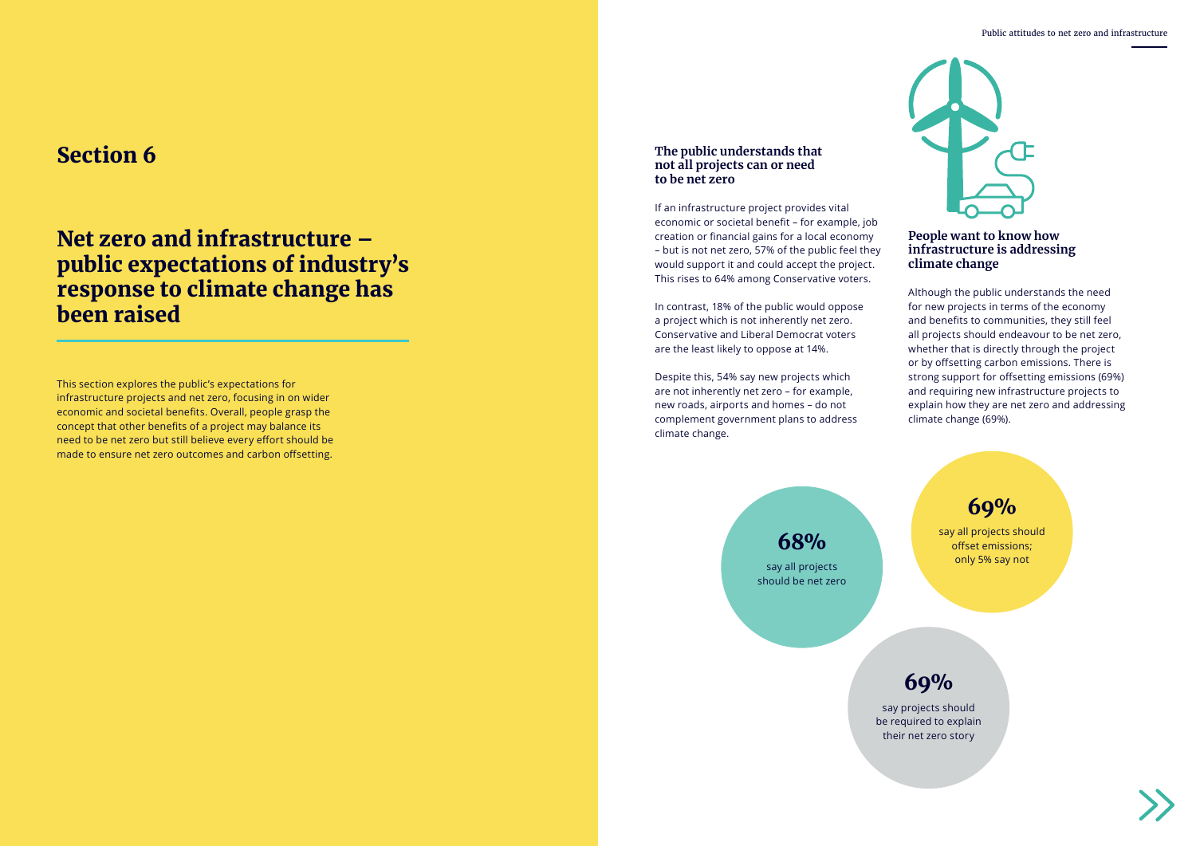## Section 6

# Net zero and infrastructure – public expectations of industry's response to climate change has been raised

This section explores the public's expectations for infrastructure projects and net zero, focusing in on wider economic and societal benefits. Overall, people grasp the concept that other benefits of a project may balance its need to be net zero but still believe every effort should be made to ensure net zero outcomes and carbon offsetting.

### The public understands that not all projects can or need to be net zero

If an infrastructure project provides vital economic or societal benefit – for example, job creation or financial gains for a local economy – but is not net zero, 57% of the public feel they would support it and could accept the project. This rises to 64% among Conservative voters.

In contrast, 18% of the public would oppose a project which is not inherently net zero. Conservative and Liberal Democrat voters are the least likely to oppose at 14%.

Despite this, 54% say new projects which are not inherently net zero – for example, new roads, airports and homes – do not complement government plans to address climate change.

### People want to know how infrastructure is addressing climate change

Although the public understands the need for new projects in terms of the economy and benefits to communities, they still feel all projects should endeavour to be net zero, whether that is directly through the project or by offsetting carbon emissions. There is strong support for offsetting emissions (69%) and requiring new infrastructure projects to explain how they are net zero and addressing climate change (69%).

**68%** say all projects should be net zero

**69%** say all projects should offset emissions; only 5% say not

**69%** say projects should be required to explain their net zero story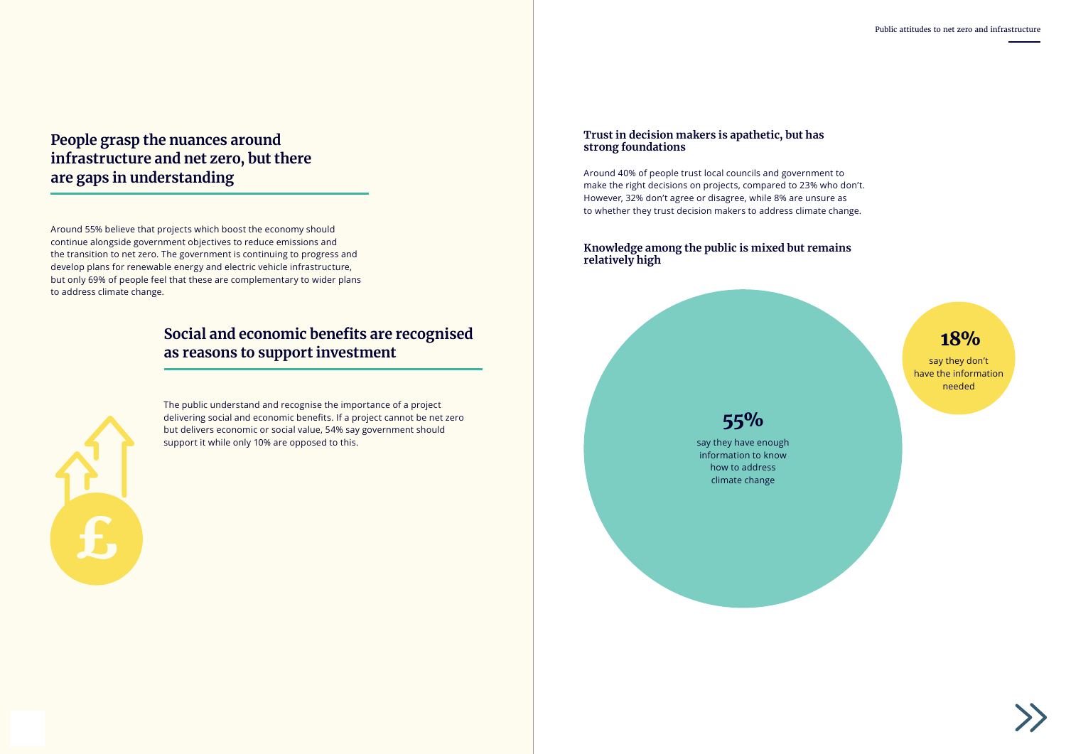## People grasp the nuances around infrastructure and net zero, but there are gaps in understanding

Around 55% believe that projects which boost the economy should continue alongside government objectives to reduce emissions and the transition to net zero. The government is continuing to progress and develop plans for renewable energy and electric vehicle infrastructure, but only 69% of people feel that these are complementary to wider plans to address climate change.

## Social and economic benefits are recognised as reasons to support investment

The public understand and recognise the importance of a project delivering social and economic benefits. If a project cannot be net zero but delivers economic or social value, 54% say government should support it while only 10% are opposed to this.

### Trust in decision makers is apathetic, but has strong foundations

Around 40% of people trust local councils and government to make the right decisions on projects, compared to 23% who don't. However, 32% don't agree or disagree, while 8% are unsure as to whether they trust decision makers to address climate change.

### Knowledge among the public is mixed but remains relatively high

**55%** say they have enough information to know how to address climate change

**18%** say they don't have the information needed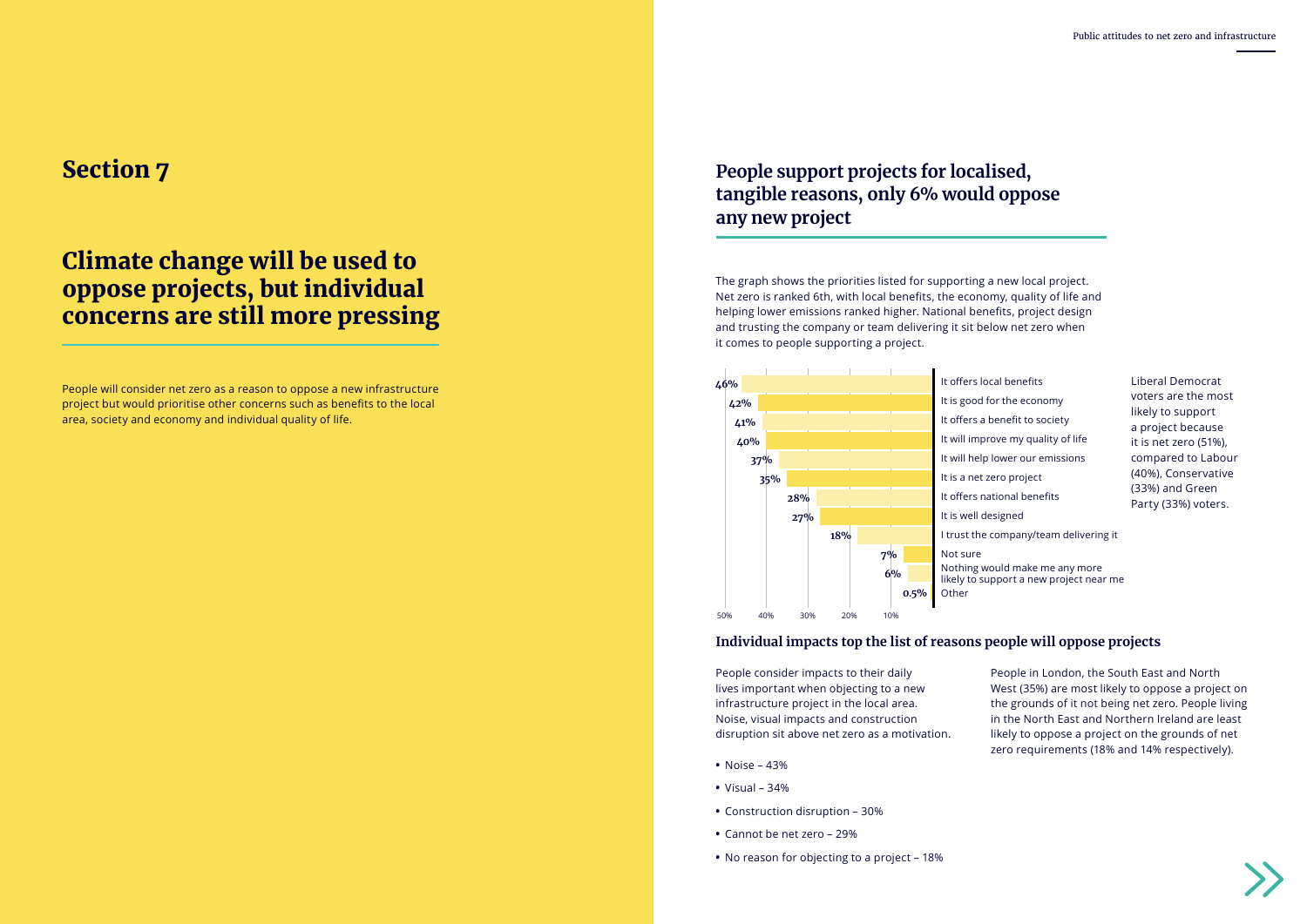## Section 7

# Climate change will be used to oppose projects, but individual concerns are still more pressing

People will consider net zero as a reason to oppose a new infrastructure project but would prioritise other concerns such as benefits to the local area, society and economy and individual quality of life.

## People support projects for localised, tangible reasons, only 6% would oppose any new project

The graph shows the priorities listed for supporting a new local project. Net zero is ranked 6th, with local benefits, the economy, quality of life and helping lower emissions ranked higher. National benefits, project design and trusting the company or team delivering it sit below net zero when it comes to people supporting a project.

| Reason | % |
| --- | --- |
| It offers local benefits | 46% |
| It is good for the economy | 42% |
| It offers a benefit to society | 41% |
| It will improve my quality of life | 40% |
| It will help lower our emissions | 37% |
| It is a net zero project | 35% |
| It offers national benefits | 28% |
| It is well designed | 27% |
| I trust the company/team delivering it | 18% |
| Not sure | 7% |
| Nothing would make me any more likely to support a new project near me | 6% |
| Other | 0.5% |

Liberal Democrat voters are the most likely to support a project because it is net zero (51%), compared to Labour (40%), Conservative (33%) and Green Party (33%) voters.

### Individual impacts top the list of reasons people will oppose projects

People consider impacts to their daily lives important when objecting to a new infrastructure project in the local area. Noise, visual impacts and construction disruption sit above net zero as a motivation.

- Noise – 43%
- Visual – 34%
- Construction disruption – 30%
- Cannot be net zero – 29%
- No reason for objecting to a project – 18%

People in London, the South East and North West (35%) are most likely to oppose a project on the grounds of it not being net zero. People living in the North East and Northern Ireland are least likely to oppose a project on the grounds of net zero requirements (18% and 14% respectively).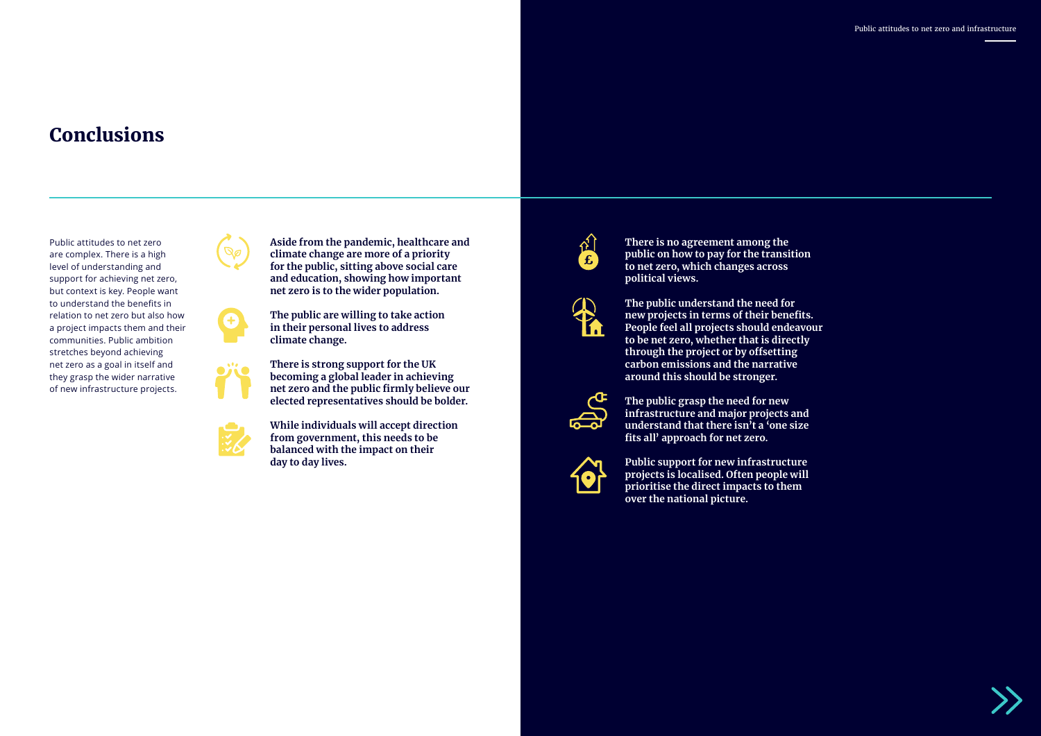# Conclusions

Public attitudes to net zero are complex. There is a high level of understanding and support for achieving net zero, but context is key. People want to understand the benefits in relation to net zero but also how a project impacts them and their communities. Public ambition stretches beyond achieving net zero as a goal in itself and they grasp the wider narrative of new infrastructure projects.

**Aside from the pandemic, healthcare and climate change are more of a priority for the public, sitting above social care and education, showing how important net zero is to the wider population.**

**The public are willing to take action in their personal lives to address climate change.**

**There is strong support for the UK becoming a global leader in achieving net zero and the public firmly believe our elected representatives should be bolder.**

**While individuals will accept direction from government, this needs to be balanced with the impact on their day to day lives.**

**There is no agreement among the public on how to pay for the transition to net zero, which changes across political views.**

**The public understand the need for new projects in terms of their benefits. People feel all projects should endeavour to be net zero, whether that is directly through the project or by offsetting carbon emissions and the narrative around this should be stronger.**

**The public grasp the need for new infrastructure and major projects and understand that there isn't a 'one size fits all' approach for net zero.**

**Public support for new infrastructure projects is localised. Often people will prioritise the direct impacts to them over the national picture.**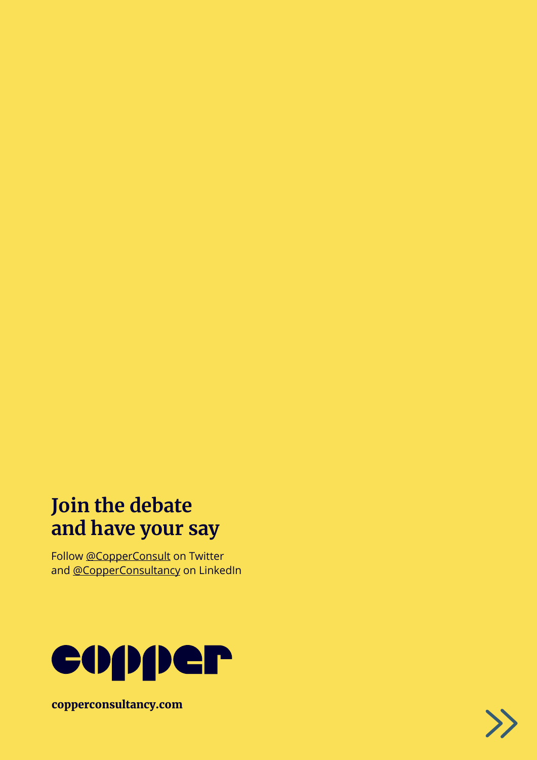## Join the debate and have your say

Follow @CopperConsult on Twitter
and @CopperConsultancy on LinkedIn

copper

**copperconsultancy.com**